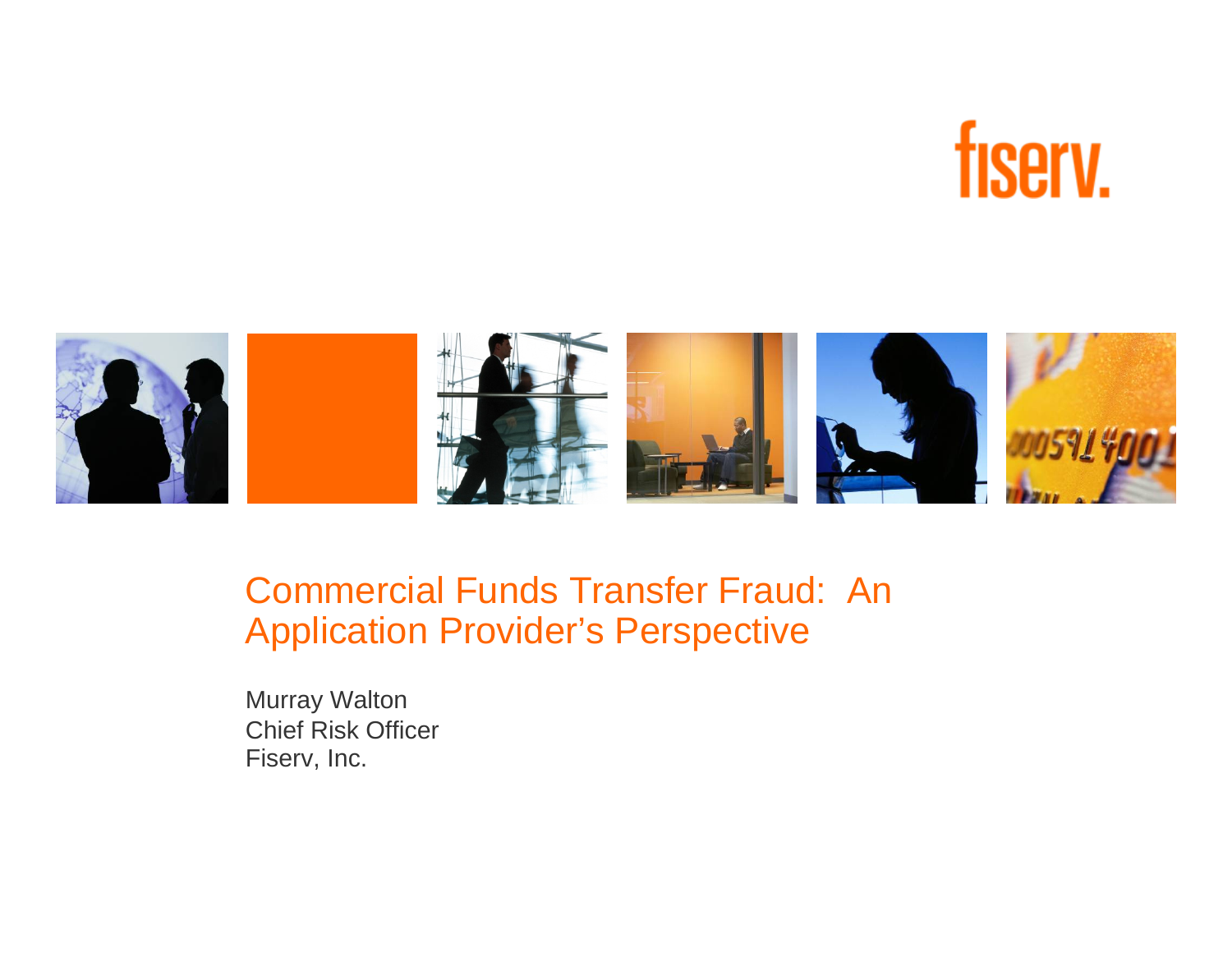fiserv.

# Commercial Funds Transfer Fraud: An Application Provider's Perspective

Murray Walton
Chief Risk Officer
Fiserv, Inc.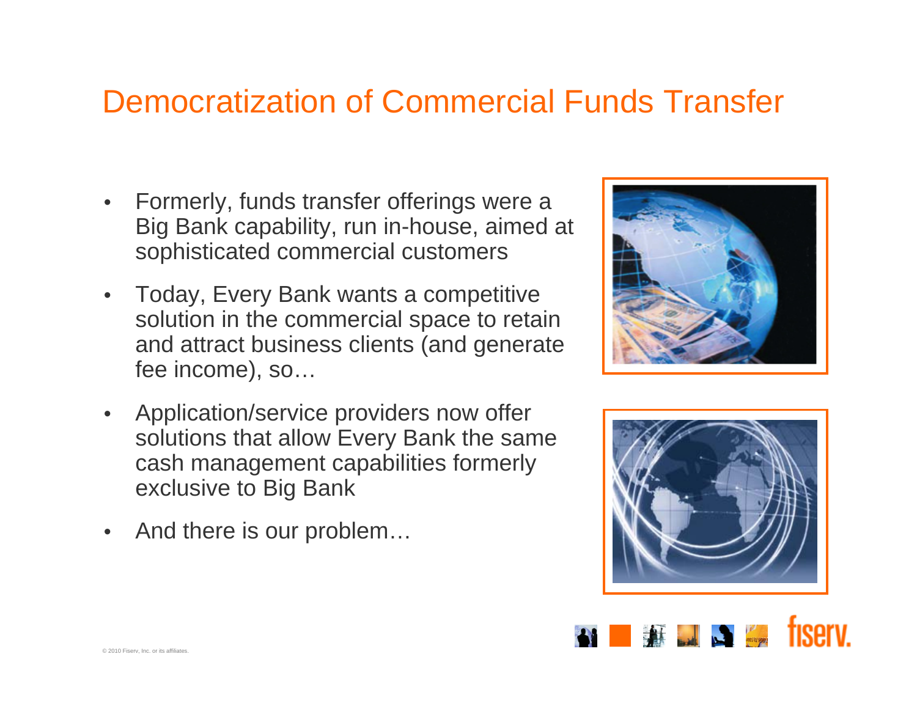# Democratization of Commercial Funds Transfer

- Formerly, funds transfer offerings were a Big Bank capability, run in-house, aimed at sophisticated commercial customers
- Today, Every Bank wants a competitive solution in the commercial space to retain and attract business clients (and generate fee income), so…
- Application/service providers now offer solutions that allow Every Bank the same cash management capabilities formerly exclusive to Big Bank
- And there is our problem…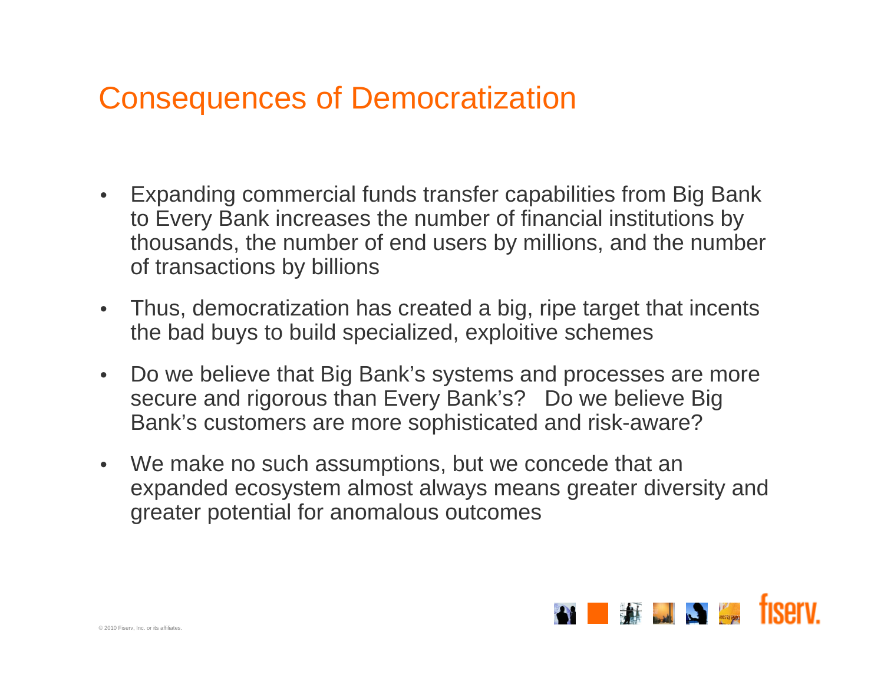# Consequences of Democratization

- Expanding commercial funds transfer capabilities from Big Bank to Every Bank increases the number of financial institutions by thousands, the number of end users by millions, and the number of transactions by billions
- Thus, democratization has created a big, ripe target that incents the bad buys to build specialized, exploitive schemes
- Do we believe that Big Bank's systems and processes are more secure and rigorous than Every Bank's? Do we believe Big Bank's customers are more sophisticated and risk-aware?
- We make no such assumptions, but we concede that an expanded ecosystem almost always means greater diversity and greater potential for anomalous outcomes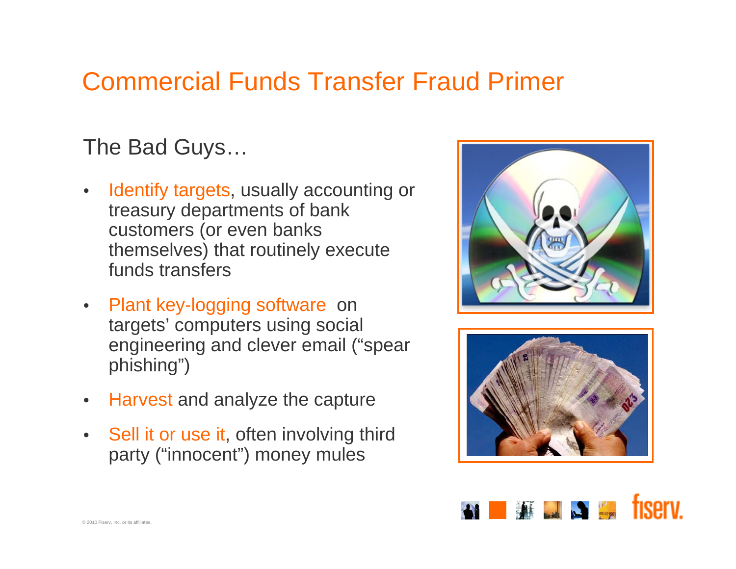# Commercial Funds Transfer Fraud Primer

## The Bad Guys…

- Identify targets, usually accounting or treasury departments of bank customers (or even banks themselves) that routinely execute funds transfers
- Plant key-logging software on targets' computers using social engineering and clever email ("spear phishing")
- Harvest and analyze the capture
- Sell it or use it, often involving third party ("innocent") money mules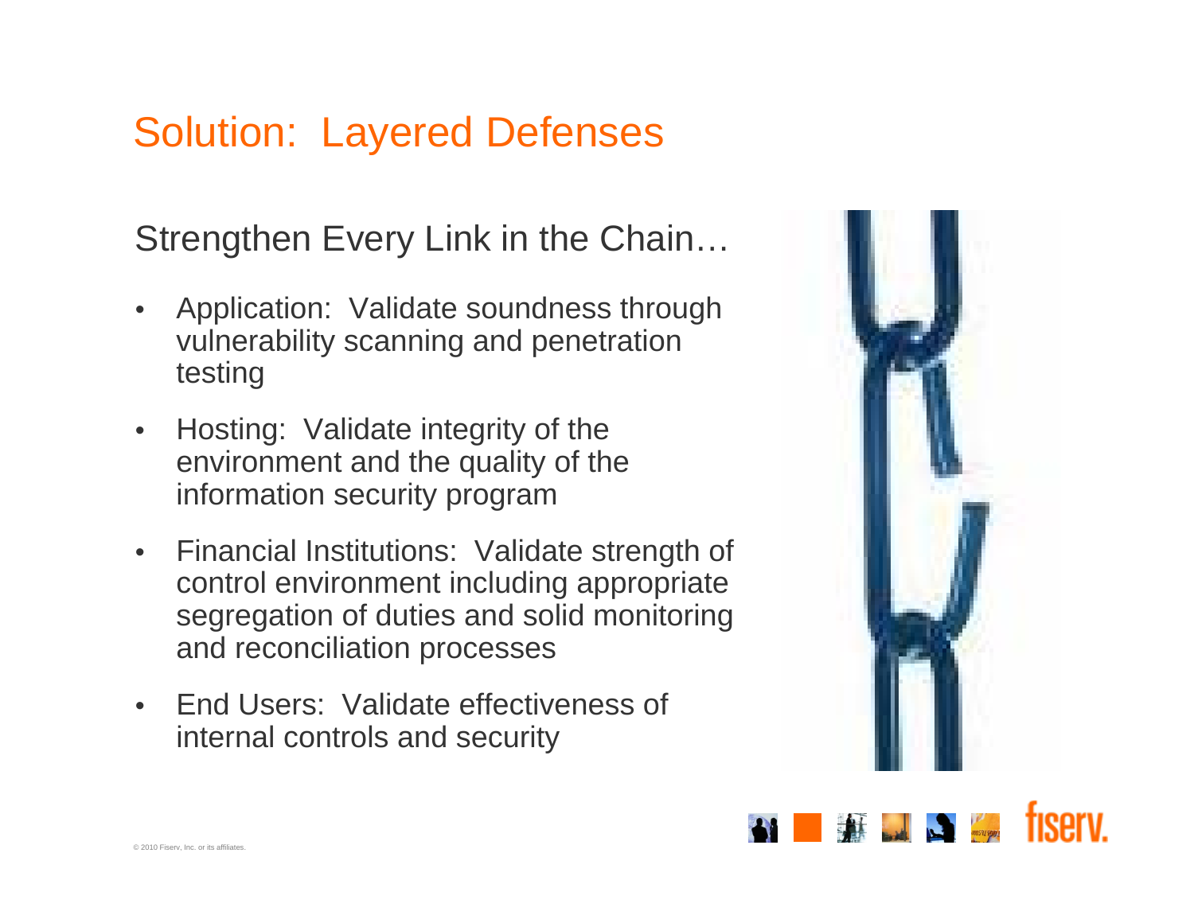# Solution: Layered Defenses

## Strengthen Every Link in the Chain…

- Application: Validate soundness through vulnerability scanning and penetration testing
- Hosting: Validate integrity of the environment and the quality of the information security program
- Financial Institutions: Validate strength of control environment including appropriate segregation of duties and solid monitoring and reconciliation processes
- End Users: Validate effectiveness of internal controls and security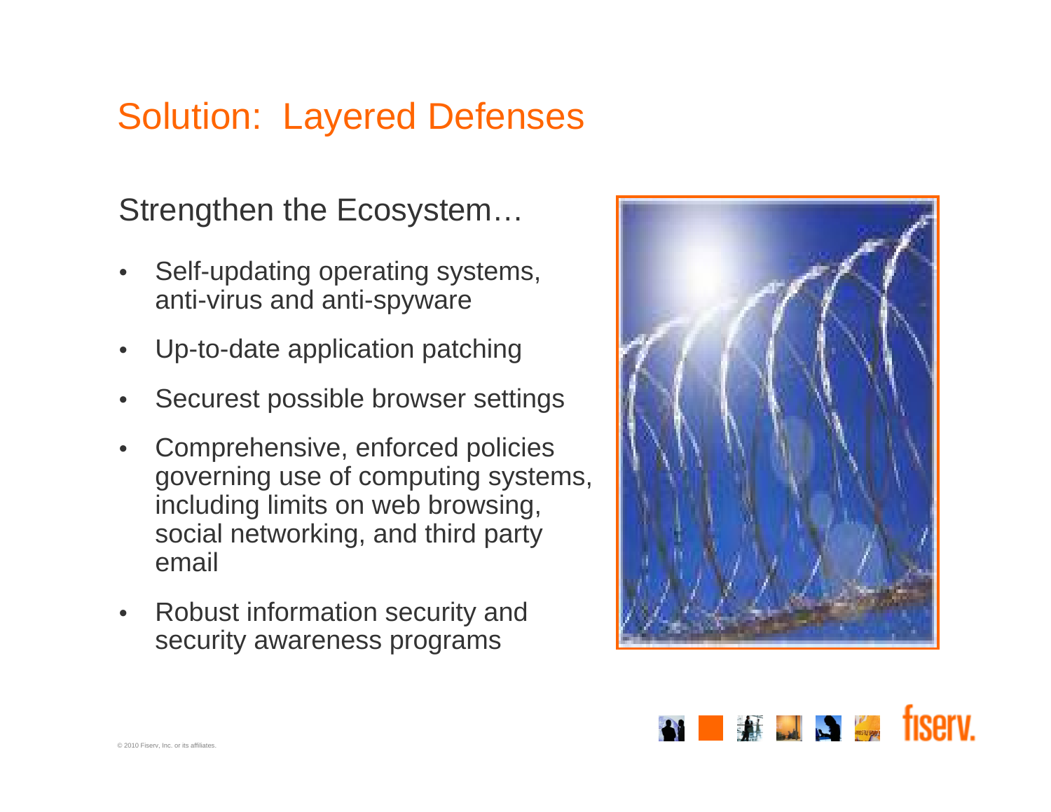# Solution: Layered Defenses

## Strengthen the Ecosystem…

- Self-updating operating systems, anti-virus and anti-spyware
- Up-to-date application patching
- Securest possible browser settings
- Comprehensive, enforced policies governing use of computing systems, including limits on web browsing, social networking, and third party email
- Robust information security and security awareness programs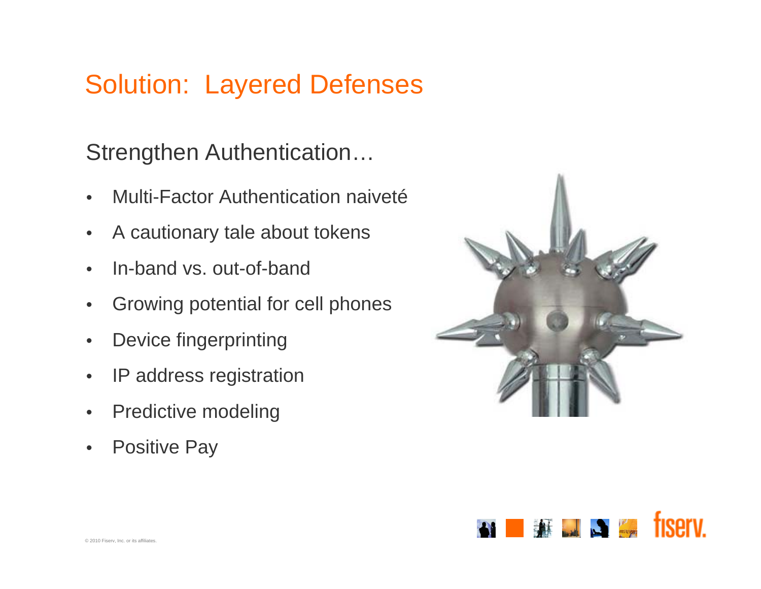# Solution: Layered Defenses

## Strengthen Authentication…

- Multi-Factor Authentication naiveté
- A cautionary tale about tokens
- In-band vs. out-of-band
- Growing potential for cell phones
- Device fingerprinting
- IP address registration
- Predictive modeling
- Positive Pay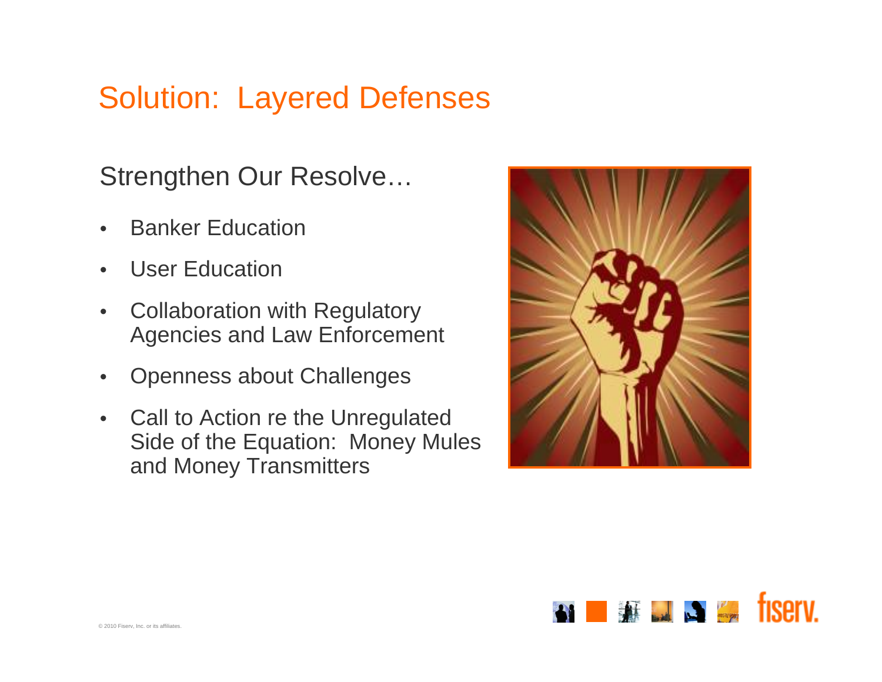# Solution: Layered Defenses

## Strengthen Our Resolve…

- Banker Education
- User Education
- Collaboration with Regulatory Agencies and Law Enforcement
- Openness about Challenges
- Call to Action re the Unregulated Side of the Equation: Money Mules and Money Transmitters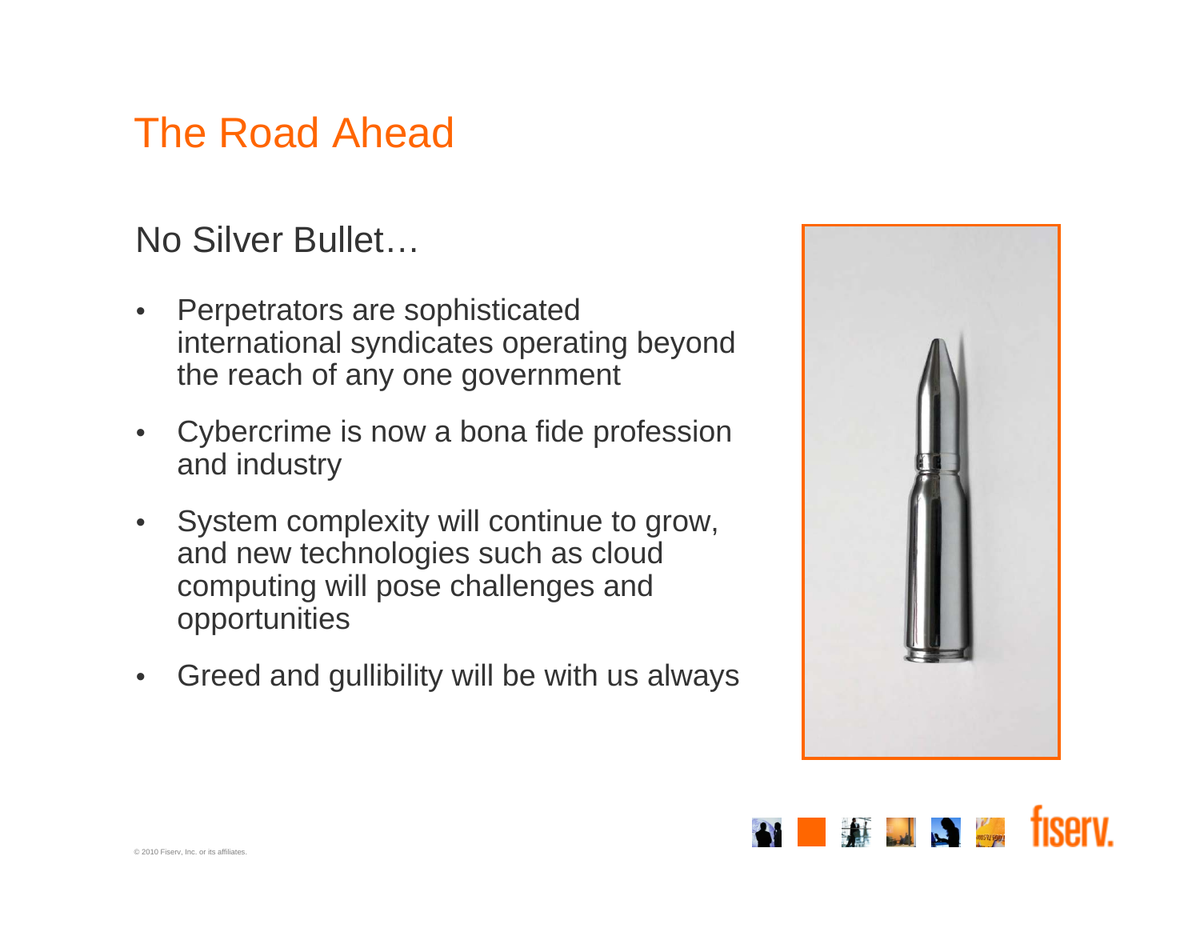# The Road Ahead

## No Silver Bullet…

- Perpetrators are sophisticated international syndicates operating beyond the reach of any one government
- Cybercrime is now a bona fide profession and industry
- System complexity will continue to grow, and new technologies such as cloud computing will pose challenges and opportunities
- Greed and gullibility will be with us always

© 2010 Fiserv, Inc. or its affiliates.